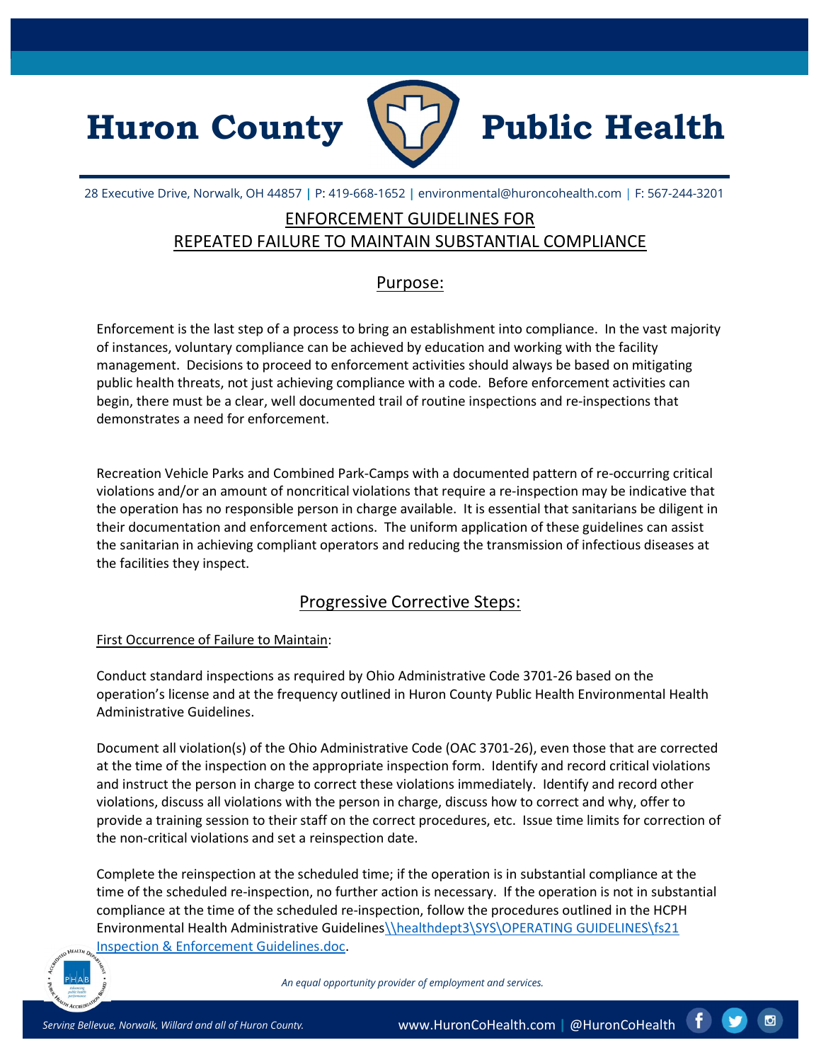# Huron County Public Health

28 Executive Drive, Norwalk, OH 44857 | P: 419-668-1652 | environmental@huroncohealth.com | F: 567-244-3201

## ENFORCEMENT GUIDELINES FOR REPEATED FAILURE TO MAINTAIN SUBSTANTIAL COMPLIANCE

### Purpose:

Enforcement is the last step of a process to bring an establishment into compliance. In the vast majority of instances, voluntary compliance can be achieved by education and working with the facility management. Decisions to proceed to enforcement activities should always be based on mitigating public health threats, not just achieving compliance with a code. Before enforcement activities can begin, there must be a clear, well documented trail of routine inspections and re-inspections that demonstrates a need for enforcement.

Recreation Vehicle Parks and Combined Park-Camps with a documented pattern of re-occurring critical violations and/or an amount of noncritical violations that require a re-inspection may be indicative that the operation has no responsible person in charge available. It is essential that sanitarians be diligent in their documentation and enforcement actions. The uniform application of these guidelines can assist the sanitarian in achieving compliant operators and reducing the transmission of infectious diseases at the facilities they inspect.

### Progressive Corrective Steps:

First Occurrence of Failure to Maintain:

Conduct standard inspections as required by Ohio Administrative Code 3701-26 based on the operation's license and at the frequency outlined in Huron County Public Health Environmental Health Administrative Guidelines.

Document all violation(s) of the Ohio Administrative Code (OAC 3701-26), even those that are corrected at the time of the inspection on the appropriate inspection form. Identify and record critical violations and instruct the person in charge to correct these violations immediately. Identify and record other violations, discuss all violations with the person in charge, discuss how to correct and why, offer to provide a training session to their staff on the correct procedures, etc. Issue time limits for correction of the non-critical violations and set a reinspection date.

Complete the reinspection at the scheduled time; if the operation is in substantial compliance at the time of the scheduled re-inspection, no further action is necessary. If the operation is not in substantial compliance at the time of the scheduled re-inspection, follow the procedures outlined in the HCPH Environmental Health Administrative Guidelines\\healthdept3\SYS\OPERATING GUIDELINES\fs21 Inspection & Enforcement Guidelines.doc.

*An equal opportunity provider of employment and services.*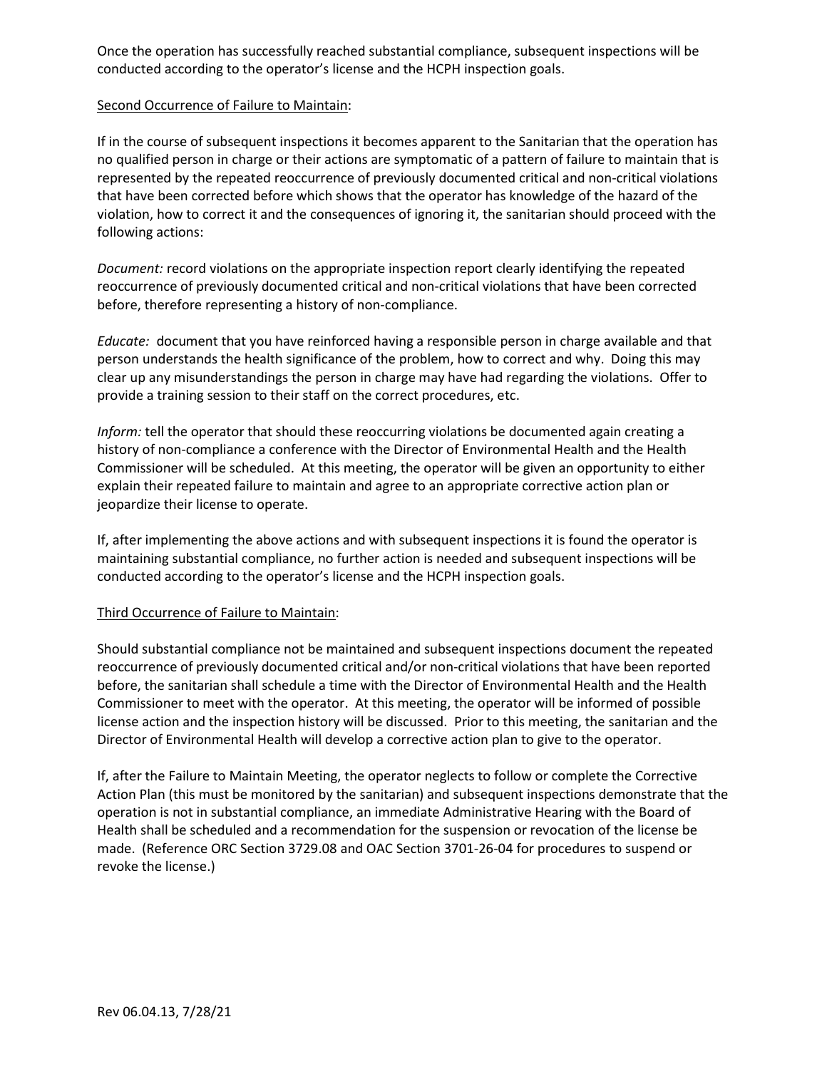Once the operation has successfully reached substantial compliance, subsequent inspections will be conducted according to the operator's license and the HCPH inspection goals.

<u>Second Occurrence of Failure to Maintain</u>:

If in the course of subsequent inspections it becomes apparent to the Sanitarian that the operation has no qualified person in charge or their actions are symptomatic of a pattern of failure to maintain that is represented by the repeated reoccurrence of previously documented critical and non-critical violations that have been corrected before which shows that the operator has knowledge of the hazard of the violation, how to correct it and the consequences of ignoring it, the sanitarian should proceed with the following actions:

*Document:* record violations on the appropriate inspection report clearly identifying the repeated reoccurrence of previously documented critical and non-critical violations that have been corrected before, therefore representing a history of non-compliance.

*Educate:* document that you have reinforced having a responsible person in charge available and that person understands the health significance of the problem, how to correct and why. Doing this may clear up any misunderstandings the person in charge may have had regarding the violations. Offer to provide a training session to their staff on the correct procedures, etc.

*Inform:* tell the operator that should these reoccurring violations be documented again creating a history of non-compliance a conference with the Director of Environmental Health and the Health Commissioner will be scheduled. At this meeting, the operator will be given an opportunity to either explain their repeated failure to maintain and agree to an appropriate corrective action plan or jeopardize their license to operate.

If, after implementing the above actions and with subsequent inspections it is found the operator is maintaining substantial compliance, no further action is needed and subsequent inspections will be conducted according to the operator's license and the HCPH inspection goals.

<u>Third Occurrence of Failure to Maintain</u>:

Should substantial compliance not be maintained and subsequent inspections document the repeated reoccurrence of previously documented critical and/or non-critical violations that have been reported before, the sanitarian shall schedule a time with the Director of Environmental Health and the Health Commissioner to meet with the operator. At this meeting, the operator will be informed of possible license action and the inspection history will be discussed. Prior to this meeting, the sanitarian and the Director of Environmental Health will develop a corrective action plan to give to the operator.

If, after the Failure to Maintain Meeting, the operator neglects to follow or complete the Corrective Action Plan (this must be monitored by the sanitarian) and subsequent inspections demonstrate that the operation is not in substantial compliance, an immediate Administrative Hearing with the Board of Health shall be scheduled and a recommendation for the suspension or revocation of the license be made. (Reference ORC Section 3729.08 and OAC Section 3701-26-04 for procedures to suspend or revoke the license.)

Rev 06.04.13, 7/28/21